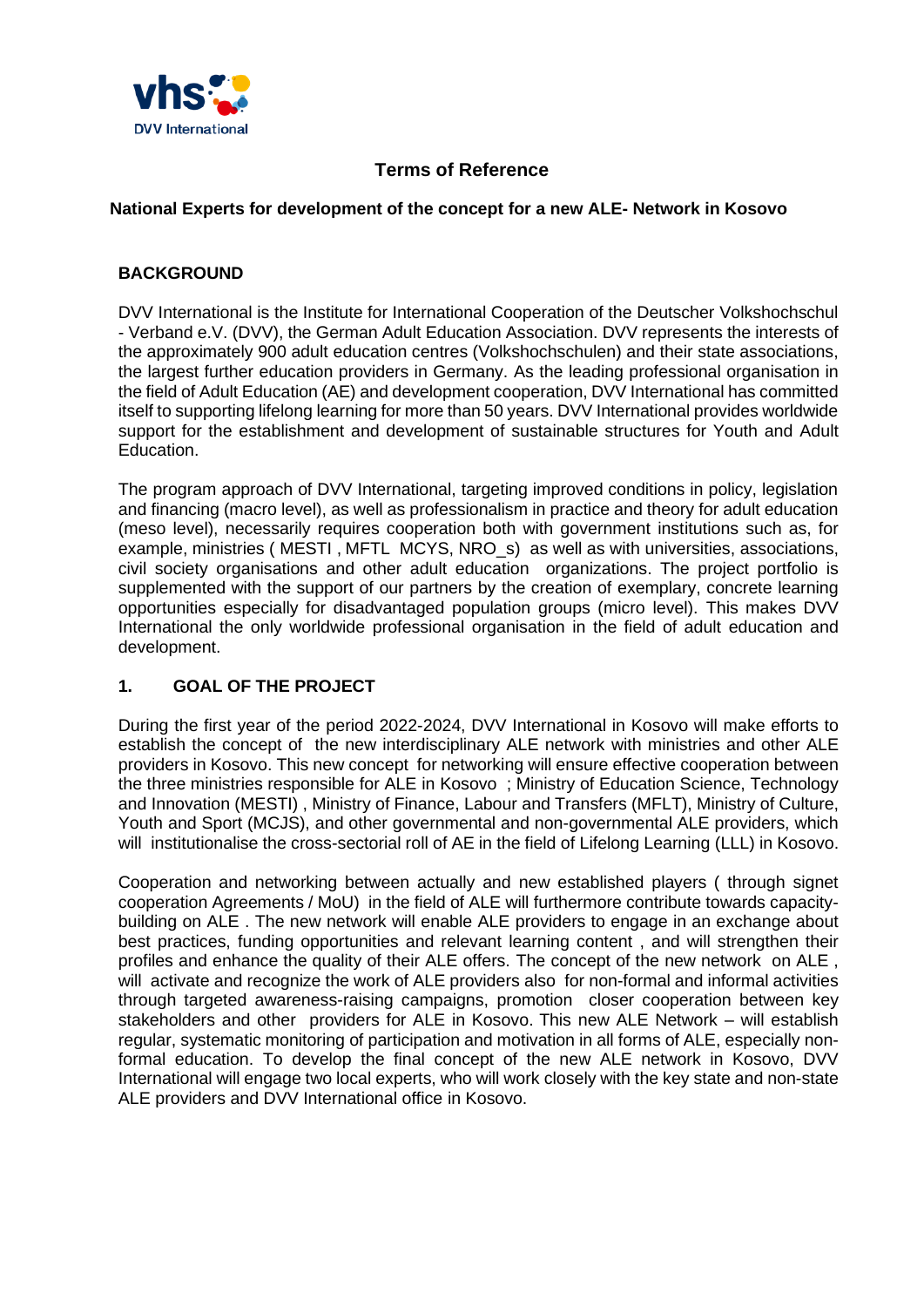# Terms of Reference

## National Experts for development of the concept for a new ALE- Network in Kosovo

### BACKGROUND

DVV International is the Institute for International Cooperation of the Deutscher Volkshochschul - Verband e.V. (DVV), the German Adult Education Association. DVV represents the interests of the approximately 900 adult education centres (Volkshochschulen) and their state associations, the largest further education providers in Germany. As the leading professional organisation in the field of Adult Education (AE) and development cooperation, DVV International has committed itself to supporting lifelong learning for more than 50 years. DVV International provides worldwide support for the establishment and development of sustainable structures for Youth and Adult Education.

The program approach of DVV International, targeting improved conditions in policy, legislation and financing (macro level), as well as professionalism in practice and theory for adult education (meso level), necessarily requires cooperation both with government institutions such as, for example, ministries ( MESTI , MFTL MCYS, NRO_s) as well as with universities, associations, civil society organisations and other adult education organizations. The project portfolio is supplemented with the support of our partners by the creation of exemplary, concrete learning opportunities especially for disadvantaged population groups (micro level). This makes DVV International the only worldwide professional organisation in the field of adult education and development.

### 1. GOAL OF THE PROJECT

During the first year of the period 2022-2024, DVV International in Kosovo will make efforts to establish the concept of the new interdisciplinary ALE network with ministries and other ALE providers in Kosovo. This new concept for networking will ensure effective cooperation between the three ministries responsible for ALE in Kosovo ; Ministry of Education Science, Technology and Innovation (MESTI) , Ministry of Finance, Labour and Transfers (MFLT), Ministry of Culture, Youth and Sport (MCJS), and other governmental and non-governmental ALE providers, which will institutionalise the cross-sectorial roll of AE in the field of Lifelong Learning (LLL) in Kosovo.

Cooperation and networking between actually and new established players ( through signet cooperation Agreements / MoU) in the field of ALE will furthermore contribute towards capacity-building on ALE . The new network will enable ALE providers to engage in an exchange about best practices, funding opportunities and relevant learning content , and will strengthen their profiles and enhance the quality of their ALE offers. The concept of the new network on ALE , will activate and recognize the work of ALE providers also for non-formal and informal activities through targeted awareness-raising campaigns, promotion closer cooperation between key stakeholders and other providers for ALE in Kosovo. This new ALE Network – will establish regular, systematic monitoring of participation and motivation in all forms of ALE, especially non-formal education. To develop the final concept of the new ALE network in Kosovo, DVV International will engage two local experts, who will work closely with the key state and non-state ALE providers and DVV International office in Kosovo.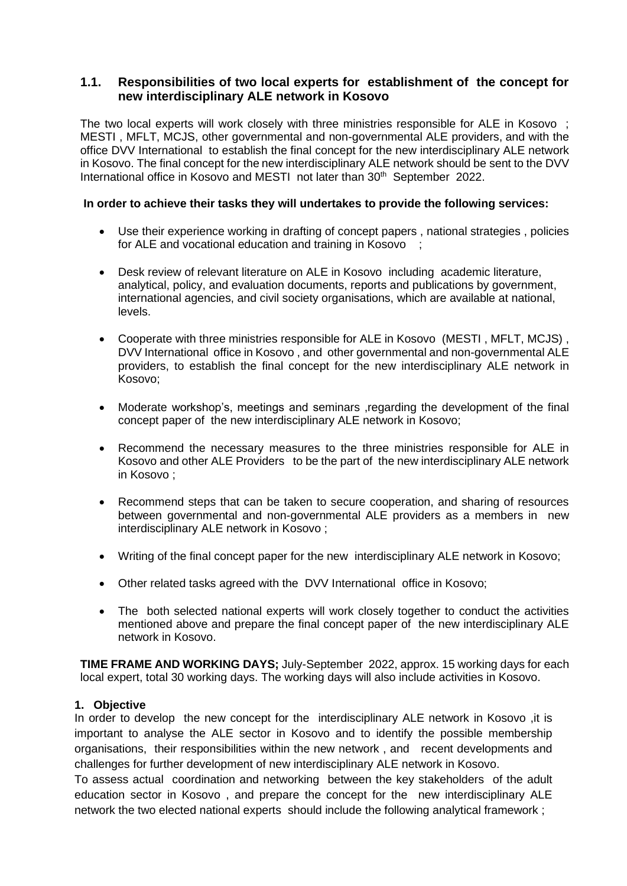### 1.1. Responsibilities of two local experts for establishment of the concept for new interdisciplinary ALE network in Kosovo

The two local experts will work closely with three ministries responsible for ALE in Kosovo ; MESTI , MFLT, MCJS, other governmental and non-governmental ALE providers, and with the office DVV International to establish the final concept for the new interdisciplinary ALE network in Kosovo. The final concept for the new interdisciplinary ALE network should be sent to the DVV International office in Kosovo and MESTI not later than 30th September 2022.

**In order to achieve their tasks they will undertakes to provide the following services:**

- Use their experience working in drafting of concept papers , national strategies , policies for ALE and vocational education and training in Kosovo ;
- Desk review of relevant literature on ALE in Kosovo including academic literature, analytical, policy, and evaluation documents, reports and publications by government, international agencies, and civil society organisations, which are available at national, levels.
- Cooperate with three ministries responsible for ALE in Kosovo (MESTI , MFLT, MCJS) , DVV International office in Kosovo , and other governmental and non-governmental ALE providers, to establish the final concept for the new interdisciplinary ALE network in Kosovo;
- Moderate workshop's, meetings and seminars ,regarding the development of the final concept paper of the new interdisciplinary ALE network in Kosovo;
- Recommend the necessary measures to the three ministries responsible for ALE in Kosovo and other ALE Providers to be the part of the new interdisciplinary ALE network in Kosovo ;
- Recommend steps that can be taken to secure cooperation, and sharing of resources between governmental and non-governmental ALE providers as a members in new interdisciplinary ALE network in Kosovo ;
- Writing of the final concept paper for the new interdisciplinary ALE network in Kosovo;
- Other related tasks agreed with the DVV International office in Kosovo;
- The both selected national experts will work closely together to conduct the activities mentioned above and prepare the final concept paper of the new interdisciplinary ALE network in Kosovo.

**TIME FRAME AND WORKING DAYS;** July-September 2022, approx. 15 working days for each local expert, total 30 working days. The working days will also include activities in Kosovo.

### 1. Objective

In order to develop the new concept for the interdisciplinary ALE network in Kosovo ,it is important to analyse the ALE sector in Kosovo and to identify the possible membership organisations, their responsibilities within the new network , and recent developments and challenges for further development of new interdisciplinary ALE network in Kosovo.

To assess actual coordination and networking between the key stakeholders of the adult education sector in Kosovo , and prepare the concept for the new interdisciplinary ALE network the two elected national experts should include the following analytical framework ;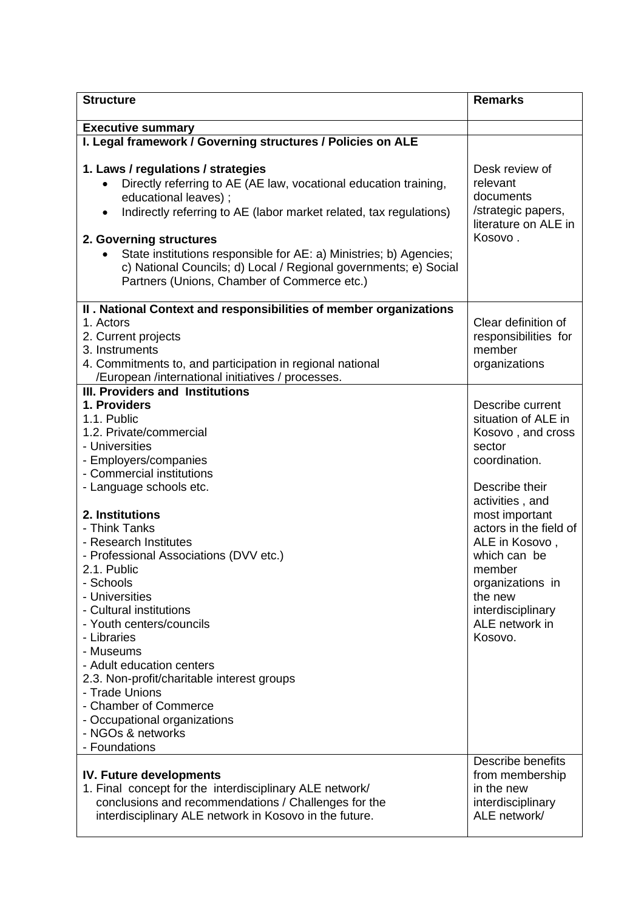| **Structure** | **Remarks** |
|---|---|
| **Executive summary** | |
| **I. Legal framework / Governing structures / Policies on ALE**<br><br>**1. Laws / regulations / strategies**<br>• Directly referring to AE (AE law, vocational education training, educational leaves) ;<br>• Indirectly referring to AE (labor market related, tax regulations)<br><br>**2. Governing structures**<br>• State institutions responsible for AE: a) Ministries; b) Agencies; c) National Councils; d) Local / Regional governments; e) Social Partners (Unions, Chamber of Commerce etc.) | Desk review of relevant documents /strategic papers, literature on ALE in Kosovo . |
| **II . National Context and responsibilities of member organizations**<br>1. Actors<br>2. Current projects<br>3. Instruments<br>4. Commitments to, and participation in regional national /European /international initiatives / processes. | Clear definition of responsibilities for member organizations |
| **III. Providers and Institutions**<br>**1. Providers**<br>1.1. Public<br>1.2. Private/commercial<br>- Universities<br>- Employers/companies<br>- Commercial institutions<br>- Language schools etc.<br><br>**2. Institutions**<br>- Think Tanks<br>- Research Institutes<br>- Professional Associations (DVV etc.)<br>2.1. Public<br>- Schools<br>- Universities<br>- Cultural institutions<br>- Youth centers/councils<br>- Libraries<br>- Museums<br>- Adult education centers<br>2.3. Non-profit/charitable interest groups<br>- Trade Unions<br>- Chamber of Commerce<br>- Occupational organizations<br>- NGOs & networks<br>- Foundations | Describe current situation of ALE in Kosovo , and cross sector coordination.<br><br>Describe their activities , and most important actors in the field of ALE in Kosovo , which can be member organizations in the new interdisciplinary ALE network in Kosovo. |
| **IV. Future developments**<br>1. Final concept for the interdisciplinary ALE network/ conclusions and recommendations / Challenges for the interdisciplinary ALE network in Kosovo in the future. | Describe benefits from membership in the new interdisciplinary ALE network/ |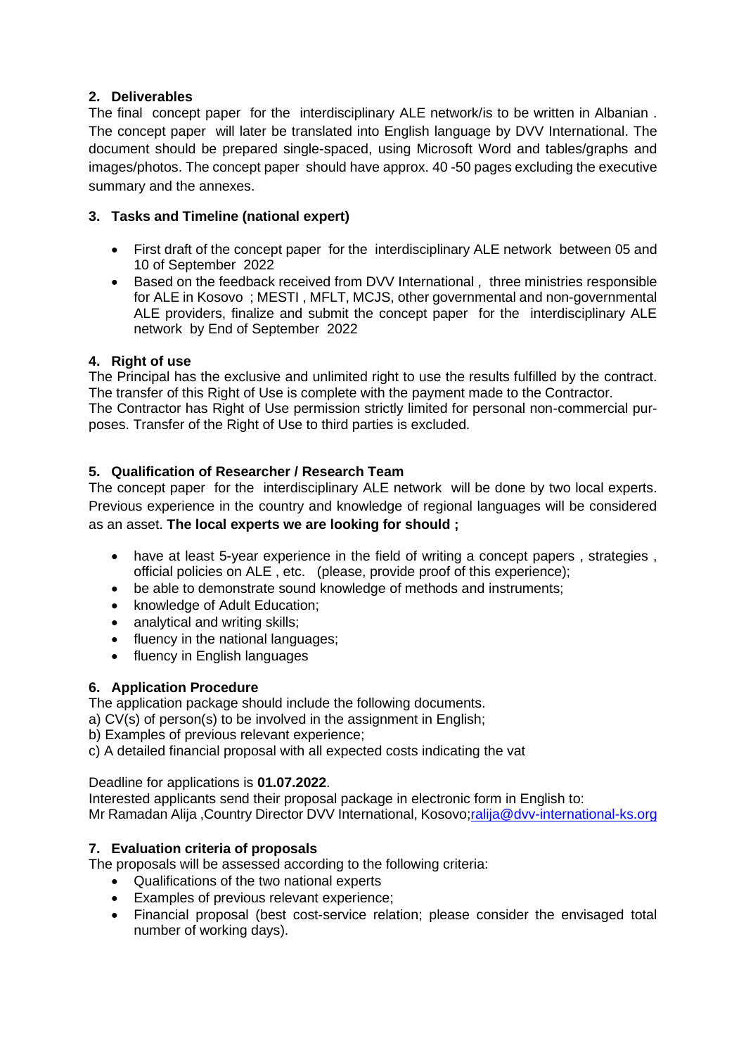## 2. Deliverables

The final concept paper for the interdisciplinary ALE network/is to be written in Albanian . The concept paper will later be translated into English language by DVV International. The document should be prepared single-spaced, using Microsoft Word and tables/graphs and images/photos. The concept paper should have approx. 40 -50 pages excluding the executive summary and the annexes.

## 3. Tasks and Timeline (national expert)

- First draft of the concept paper for the interdisciplinary ALE network between 05 and 10 of September 2022
- Based on the feedback received from DVV International , three ministries responsible for ALE in Kosovo ; MESTI , MFLT, MCJS, other governmental and non-governmental ALE providers, finalize and submit the concept paper for the interdisciplinary ALE network by End of September 2022

## 4. Right of use

The Principal has the exclusive and unlimited right to use the results fulfilled by the contract. The transfer of this Right of Use is complete with the payment made to the Contractor.
The Contractor has Right of Use permission strictly limited for personal non-commercial purposes. Transfer of the Right of Use to third parties is excluded.

## 5. Qualification of Researcher / Research Team

The concept paper for the interdisciplinary ALE network will be done by two local experts. Previous experience in the country and knowledge of regional languages will be considered as an asset. **The local experts we are looking for should ;**

- have at least 5-year experience in the field of writing a concept papers , strategies , official policies on ALE , etc. (please, provide proof of this experience);
- be able to demonstrate sound knowledge of methods and instruments;
- knowledge of Adult Education;
- analytical and writing skills;
- fluency in the national languages;
- fluency in English languages

## 6. Application Procedure

The application package should include the following documents.
a) CV(s) of person(s) to be involved in the assignment in English;
b) Examples of previous relevant experience;
c) A detailed financial proposal with all expected costs indicating the vat

Deadline for applications is **01.07.2022**.
Interested applicants send their proposal package in electronic form in English to:
Mr Ramadan Alija ,Country Director DVV International, Kosovo;ralija@dvv-international-ks.org

## 7. Evaluation criteria of proposals

The proposals will be assessed according to the following criteria:

- Qualifications of the two national experts
- Examples of previous relevant experience;
- Financial proposal (best cost-service relation; please consider the envisaged total number of working days).